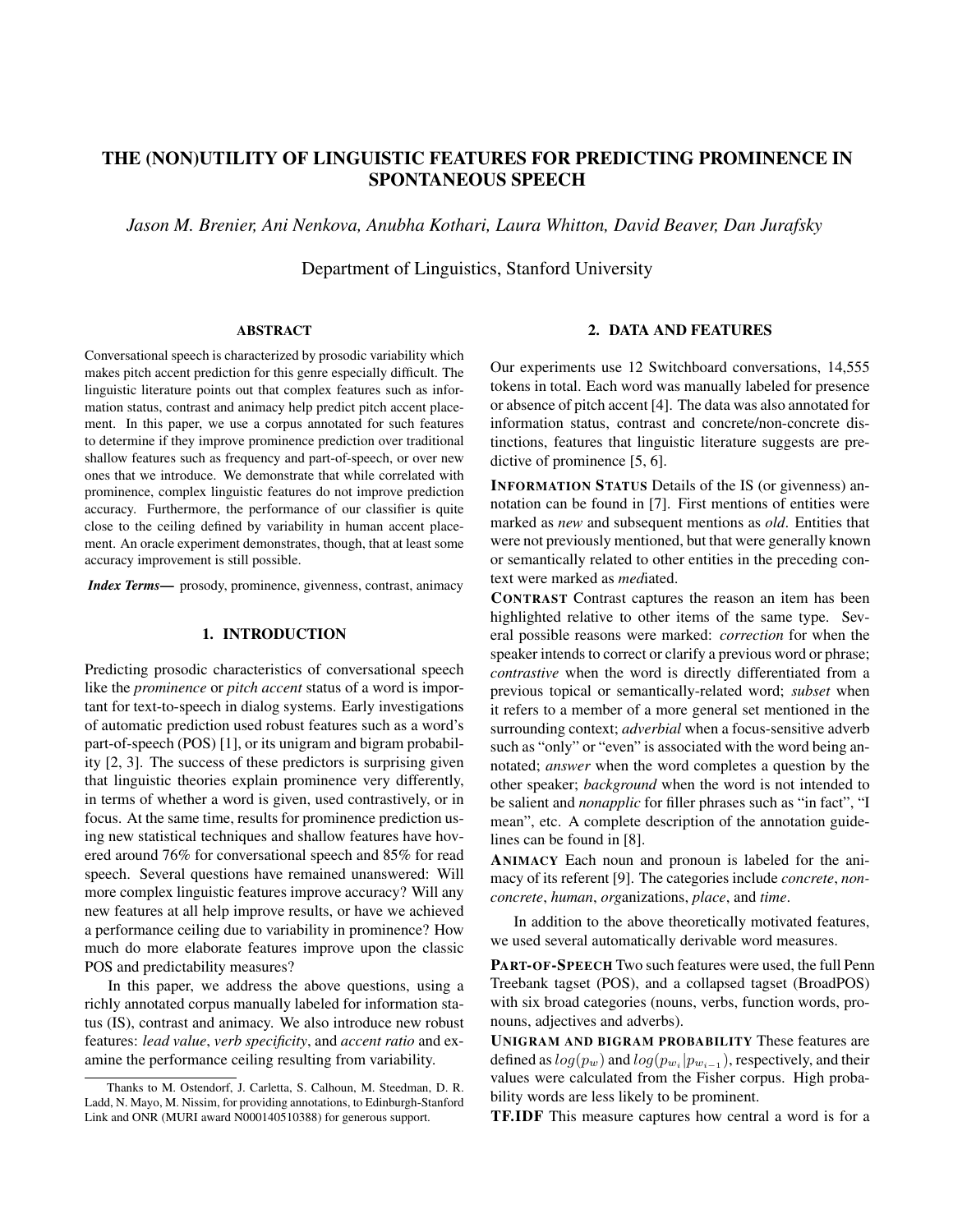# THE (NON)UTILITY OF LINGUISTIC FEATURES FOR PREDICTING PROMINENCE IN SPONTANEOUS SPEECH

*Jason M. Brenier, Ani Nenkova, Anubha Kothari, Laura Whitton, David Beaver, Dan Jurafsky*

Department of Linguistics, Stanford University

## ABSTRACT

Conversational speech is characterized by prosodic variability which makes pitch accent prediction for this genre especially difficult. The linguistic literature points out that complex features such as information status, contrast and animacy help predict pitch accent placement. In this paper, we use a corpus annotated for such features to determine if they improve prominence prediction over traditional shallow features such as frequency and part-of-speech, or over new ones that we introduce. We demonstrate that while correlated with prominence, complex linguistic features do not improve prediction accuracy. Furthermore, the performance of our classifier is quite close to the ceiling defined by variability in human accent placement. An oracle experiment demonstrates, though, that at least some accuracy improvement is still possible.

***Index Terms***— prosody, prominence, givenness, contrast, animacy

## 1. INTRODUCTION

Predicting prosodic characteristics of conversational speech like the *prominence* or *pitch accent* status of a word is important for text-to-speech in dialog systems. Early investigations of automatic prediction used robust features such as a word's part-of-speech (POS) [1], or its unigram and bigram probability [2, 3]. The success of these predictors is surprising given that linguistic theories explain prominence very differently, in terms of whether a word is given, used contrastively, or in focus. At the same time, results for prominence prediction using new statistical techniques and shallow features have hovered around 76% for conversational speech and 85% for read speech. Several questions have remained unanswered: Will more complex linguistic features improve accuracy? Will any new features at all help improve results, or have we achieved a performance ceiling due to variability in prominence? How much do more elaborate features improve upon the classic POS and predictability measures?

In this paper, we address the above questions, using a richly annotated corpus manually labeled for information status (IS), contrast and animacy. We also introduce new robust features: *lead value*, *verb specificity*, and *accent ratio* and examine the performance ceiling resulting from variability.

Thanks to M. Ostendorf, J. Carletta, S. Calhoun, M. Steedman, D. R. Ladd, N. Mayo, M. Nissim, for providing annotations, to Edinburgh-Stanford Link and ONR (MURI award N000140510388) for generous support.

## 2. DATA AND FEATURES

Our experiments use 12 Switchboard conversations, 14,555 tokens in total. Each word was manually labeled for presence or absence of pitch accent [4]. The data was also annotated for information status, contrast and concrete/non-concrete distinctions, features that linguistic literature suggests are predictive of prominence [5, 6].

**INFORMATION STATUS** Details of the IS (or givenness) annotation can be found in [7]. First mentions of entities were marked as *new* and subsequent mentions as *old*. Entities that were not previously mentioned, but that were generally known or semantically related to other entities in the preceding context were marked as *med*iated.

**CONTRAST** Contrast captures the reason an item has been highlighted relative to other items of the same type. Several possible reasons were marked: *correction* for when the speaker intends to correct or clarify a previous word or phrase; *contrastive* when the word is directly differentiated from a previous topical or semantically-related word; *subset* when it refers to a member of a more general set mentioned in the surrounding context; *adverbial* when a focus-sensitive adverb such as "only" or "even" is associated with the word being annotated; *answer* when the word completes a question by the other speaker; *background* when the word is not intended to be salient and *nonapplic* for filler phrases such as "in fact", "I mean", etc. A complete description of the annotation guidelines can be found in [8].

**ANIMACY** Each noun and pronoun is labeled for the animacy of its referent [9]. The categories include *concrete*, *nonconcrete*, *human*, *org*anizations, *place*, and *time*.

In addition to the above theoretically motivated features, we used several automatically derivable word measures.

**PART-OF-SPEECH** Two such features were used, the full Penn Treebank tagset (POS), and a collapsed tagset (BroadPOS) with six broad categories (nouns, verbs, function words, pronouns, adjectives and adverbs).

**UNIGRAM AND BIGRAM PROBABILITY** These features are defined as $log(p_w)$ and $log(p_{w_i}|p_{w_{i-1}})$, respectively, and their values were calculated from the Fisher corpus. High probability words are less likely to be prominent.

**TF.IDF** This measure captures how central a word is for a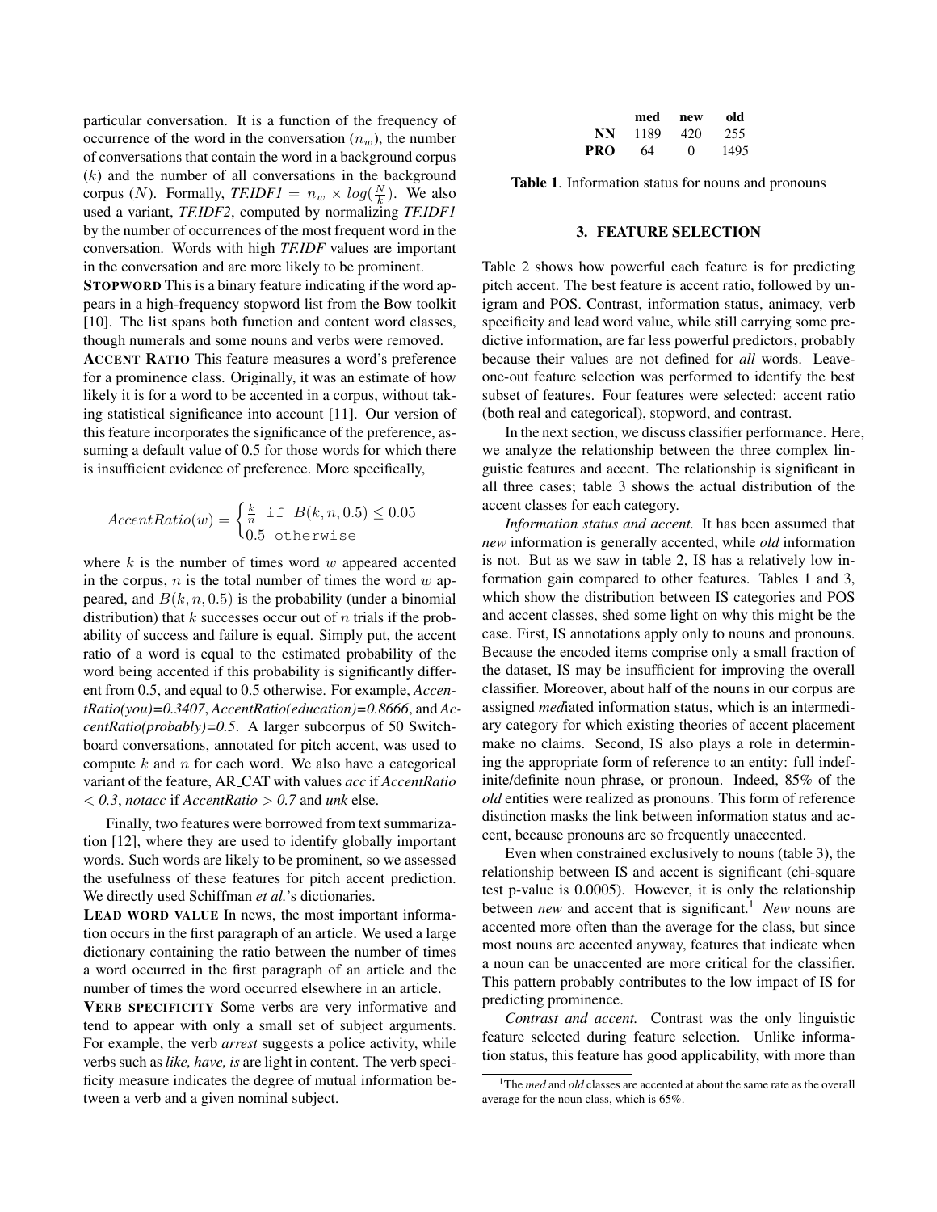particular conversation. It is a function of the frequency of occurrence of the word in the conversation ($n_w$), the number of conversations that contain the word in a background corpus ($k$) and the number of all conversations in the background corpus ($N$). Formally, *TF.IDF1* $= n_w \times log(\frac{N}{k})$. We also used a variant, *TF.IDF2*, computed by normalizing *TF.IDF1* by the number of occurrences of the most frequent word in the conversation. Words with high *TF.IDF* values are important in the conversation and are more likely to be prominent.

**STOPWORD** This is a binary feature indicating if the word appears in a high-frequency stopword list from the Bow toolkit [10]. The list spans both function and content word classes, though numerals and some nouns and verbs were removed.

**ACCENT RATIO** This feature measures a word's preference for a prominence class. Originally, it was an estimate of how likely it is for a word to be accented in a corpus, without taking statistical significance into account [11]. Our version of this feature incorporates the significance of the preference, assuming a default value of 0.5 for those words for which there is insufficient evidence of preference. More specifically,

$$AccentRatio(w) = \begin{cases} \frac{k}{n} & \text{if } B(k, n, 0.5) \leq 0.05 \\ 0.5 & \text{otherwise} \end{cases}$$

where $k$ is the number of times word $w$ appeared accented in the corpus, $n$ is the total number of times the word $w$ appeared, and $B(k, n, 0.5)$ is the probability (under a binomial distribution) that $k$ successes occur out of $n$ trials if the probability of success and failure is equal. Simply put, the accent ratio of a word is equal to the estimated probability of the word being accented if this probability is significantly different from 0.5, and equal to 0.5 otherwise. For example, *AccentRatio(you)=0.3407*, *AccentRatio(education)=0.8666*, and *AccentRatio(probably)=0.5*. A larger subcorpus of 50 Switchboard conversations, annotated for pitch accent, was used to compute $k$ and $n$ for each word. We also have a categorical variant of the feature, AR_CAT with values *acc* if *AccentRatio* $< 0.3$, *notacc* if *AccentRatio* $> 0.7$ and *unk* else.

Finally, two features were borrowed from text summarization [12], where they are used to identify globally important words. Such words are likely to be prominent, so we assessed the usefulness of these features for pitch accent prediction. We directly used Schiffman *et al.*'s dictionaries.

**LEAD WORD VALUE** In news, the most important information occurs in the first paragraph of an article. We used a large dictionary containing the ratio between the number of times a word occurred in the first paragraph of an article and the number of times the word occurred elsewhere in an article.

**VERB SPECIFICITY** Some verbs are very informative and tend to appear with only a small set of subject arguments. For example, the verb *arrest* suggests a police activity, while verbs such as *like, have, is* are light in content. The verb specificity measure indicates the degree of mutual information between a verb and a given nominal subject.

| | med | new | old |
|---|---|---|---|
| **NN** | 1189 | 420 | 255 |
| **PRO** | 64 | 0 | 1495 |

**Table 1**. Information status for nouns and pronouns

## 3. FEATURE SELECTION

Table 2 shows how powerful each feature is for predicting pitch accent. The best feature is accent ratio, followed by unigram and POS. Contrast, information status, animacy, verb specificity and lead word value, while still carrying some predictive information, are far less powerful predictors, probably because their values are not defined for *all* words. Leave-one-out feature selection was performed to identify the best subset of features. Four features were selected: accent ratio (both real and categorical), stopword, and contrast.

In the next section, we discuss classifier performance. Here, we analyze the relationship between the three complex linguistic features and accent. The relationship is significant in all three cases; table 3 shows the actual distribution of the accent classes for each category.

*Information status and accent.* It has been assumed that *new* information is generally accented, while *old* information is not. But as we saw in table 2, IS has a relatively low information gain compared to other features. Tables 1 and 3, which show the distribution between IS categories and POS and accent classes, shed some light on why this might be the case. First, IS annotations apply only to nouns and pronouns. Because the encoded items comprise only a small fraction of the dataset, IS may be insufficient for improving the overall classifier. Moreover, about half of the nouns in our corpus are assigned *med*iated information status, which is an intermediary category for which existing theories of accent placement make no claims. Second, IS also plays a role in determining the appropriate form of reference to an entity: full indefinite/definite noun phrase, or pronoun. Indeed, 85% of the *old* entities were realized as pronouns. This form of reference distinction masks the link between information status and accent, because pronouns are so frequently unaccented.

Even when constrained exclusively to nouns (table 3), the relationship between IS and accent is significant (chi-square test p-value is 0.0005). However, it is only the relationship between *new* and accent that is significant.[1] *New* nouns are accented more often than the average for the class, but since most nouns are accented anyway, features that indicate when a noun can be unaccented are more critical for the classifier. This pattern probably contributes to the low impact of IS for predicting prominence.

*Contrast and accent.* Contrast was the only linguistic feature selected during feature selection. Unlike information status, this feature has good applicability, with more than

[1] The *med* and *old* classes are accented at about the same rate as the overall average for the noun class, which is 65%.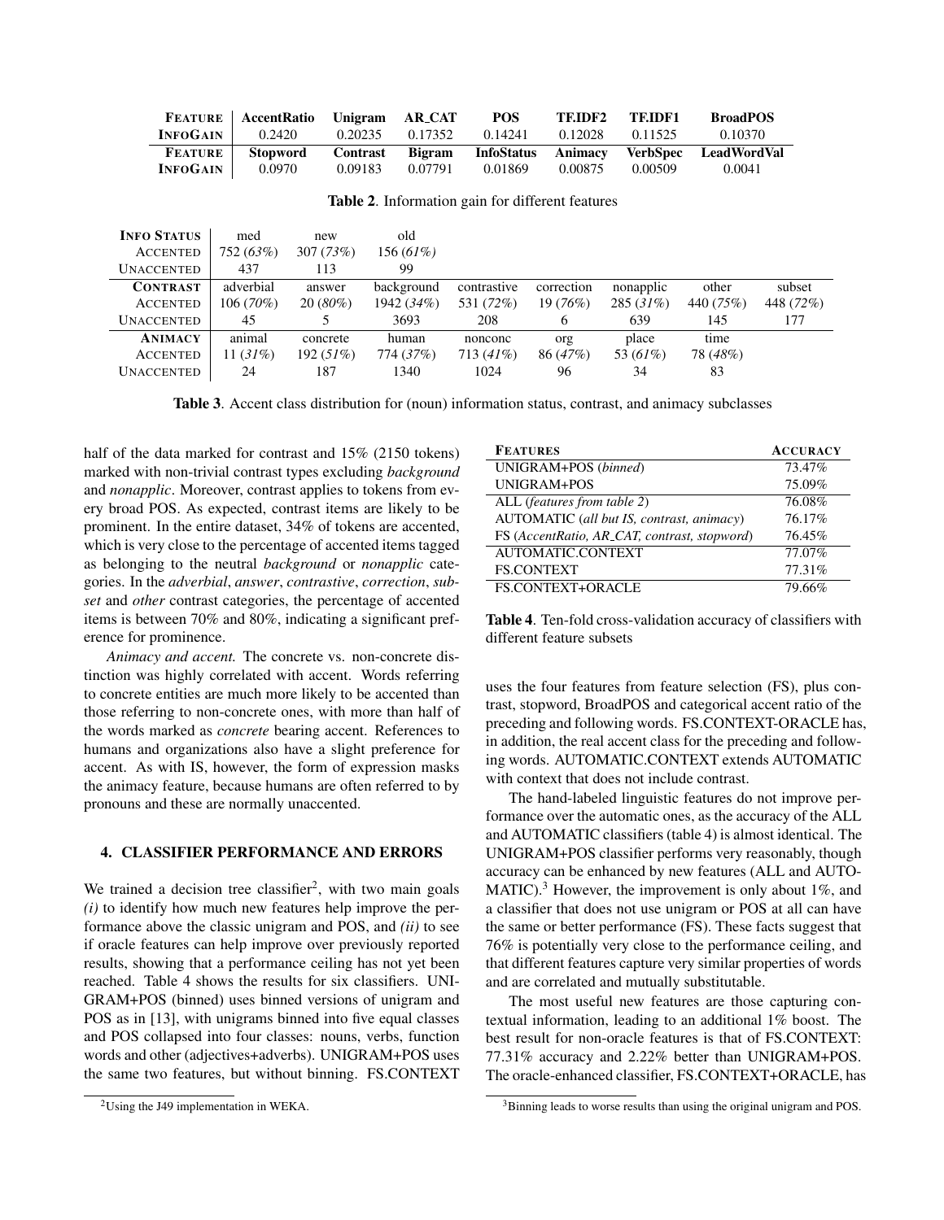| **FEATURE** | **AccentRatio** | **Unigram** | **AR_CAT** | **POS** | **TF.IDF2** | **TF.IDF1** | **BroadPOS** |
|---|---|---|---|---|---|---|---|
| **INFOGAIN** | 0.2420 | 0.20235 | 0.17352 | 0.14241 | 0.12028 | 0.11525 | 0.10370 |
| **FEATURE** | **Stopword** | **Contrast** | **Bigram** | **InfoStatus** | **Animacy** | **VerbSpec** | **LeadWordVal** |
| **INFOGAIN** | 0.0970 | 0.09183 | 0.07791 | 0.01869 | 0.00875 | 0.00509 | 0.0041 |

**Table 2**. Information gain for different features

| **INFO STATUS** | med | new | old | | | | | |
|---|---|---|---|---|---|---|---|---|
| ACCENTED | 752 (*63%*) | 307 (*73%*) | 156 (*61%*) | | | | | |
| UNACCENTED | 437 | 113 | 99 | | | | | |
| **CONTRAST** | adverbial | answer | background | contrastive | correction | nonapplic | other | subset |
| ACCENTED | 106 (*70%*) | 20 (*80%*) | 1942 (*34%*) | 531 (*72%*) | 19 (*76%*) | 285 (*31%*) | 440 (*75%*) | 448 (*72%*) |
| UNACCENTED | 45 | 5 | 3693 | 208 | 6 | 639 | 145 | 177 |
| **ANIMACY** | animal | concrete | human | nonconc | org | place | time | |
| ACCENTED | 11 (*31%*) | 192 (*51%*) | 774 (*37%*) | 713 (*41%*) | 86 (*47%*) | 53 (*61%*) | 78 (*48%*) | |
| UNACCENTED | 24 | 187 | 1340 | 1024 | 96 | 34 | 83 | |

**Table 3**. Accent class distribution for (noun) information status, contrast, and animacy subclasses

half of the data marked for contrast and 15% (2150 tokens) marked with non-trivial contrast types excluding *background* and *nonapplic*. Moreover, contrast applies to tokens from every broad POS. As expected, contrast items are likely to be prominent. In the entire dataset, 34% of tokens are accented, which is very close to the percentage of accented items tagged as belonging to the neutral *background* or *nonapplic* categories. In the *adverbial*, *answer*, *contrastive*, *correction*, *subset* and *other* contrast categories, the percentage of accented items is between 70% and 80%, indicating a significant preference for prominence.

*Animacy and accent.* The concrete vs. non-concrete distinction was highly correlated with accent. Words referring to concrete entities are much more likely to be accented than those referring to non-concrete ones, with more than half of the words marked as *concrete* bearing accent. References to humans and organizations also have a slight preference for accent. As with IS, however, the form of expression masks the animacy feature, because humans are often referred to by pronouns and these are normally unaccented.

## 4. CLASSIFIER PERFORMANCE AND ERRORS

We trained a decision tree classifier[2], with two main goals *(i)* to identify how much new features help improve the performance above the classic unigram and POS, and *(ii)* to see if oracle features can help improve over previously reported results, showing that a performance ceiling has not yet been reached. Table 4 shows the results for six classifiers. UNIGRAM+POS (binned) uses binned versions of unigram and POS as in [13], with unigrams binned into five equal classes and POS collapsed into four classes: nouns, verbs, function words and other (adjectives+adverbs). UNIGRAM+POS uses the same two features, but without binning. FS.CONTEXT uses the four features from feature selection (FS), plus contrast, stopword, BroadPOS and categorical accent ratio of the preceding and following words. FS.CONTEXT-ORACLE has, in addition, the real accent class for the preceding and following words. AUTOMATIC.CONTEXT extends AUTOMATIC with context that does not include contrast.

| **FEATURES** | **ACCURACY** |
|---|---|
| UNIGRAM+POS (*binned*) | 73.47% |
| UNIGRAM+POS | 75.09% |
| ALL (*features from table 2*) | 76.08% |
| AUTOMATIC (*all but IS, contrast, animacy*) | 76.17% |
| FS (*AccentRatio, AR_CAT, contrast, stopword*) | 76.45% |
| AUTOMATIC.CONTEXT | 77.07% |
| FS.CONTEXT | 77.31% |
| FS.CONTEXT+ORACLE | 79.66% |

**Table 4**. Ten-fold cross-validation accuracy of classifiers with different feature subsets

The hand-labeled linguistic features do not improve performance over the automatic ones, as the accuracy of the ALL and AUTOMATIC classifiers (table 4) is almost identical. The UNIGRAM+POS classifier performs very reasonably, though accuracy can be enhanced by new features (ALL and AUTOMATIC).[3] However, the improvement is only about 1%, and a classifier that does not use unigram or POS at all can have the same or better performance (FS). These facts suggest that 76% is potentially very close to the performance ceiling, and that different features capture very similar properties of words and are correlated and mutually substitutable.

The most useful new features are those capturing contextual information, leading to an additional 1% boost. The best result for non-oracle features is that of FS.CONTEXT: 77.31% accuracy and 2.22% better than UNIGRAM+POS. The oracle-enhanced classifier, FS.CONTEXT+ORACLE, has

[2] Using the J49 implementation in WEKA.

[3] Binning leads to worse results than using the original unigram and POS.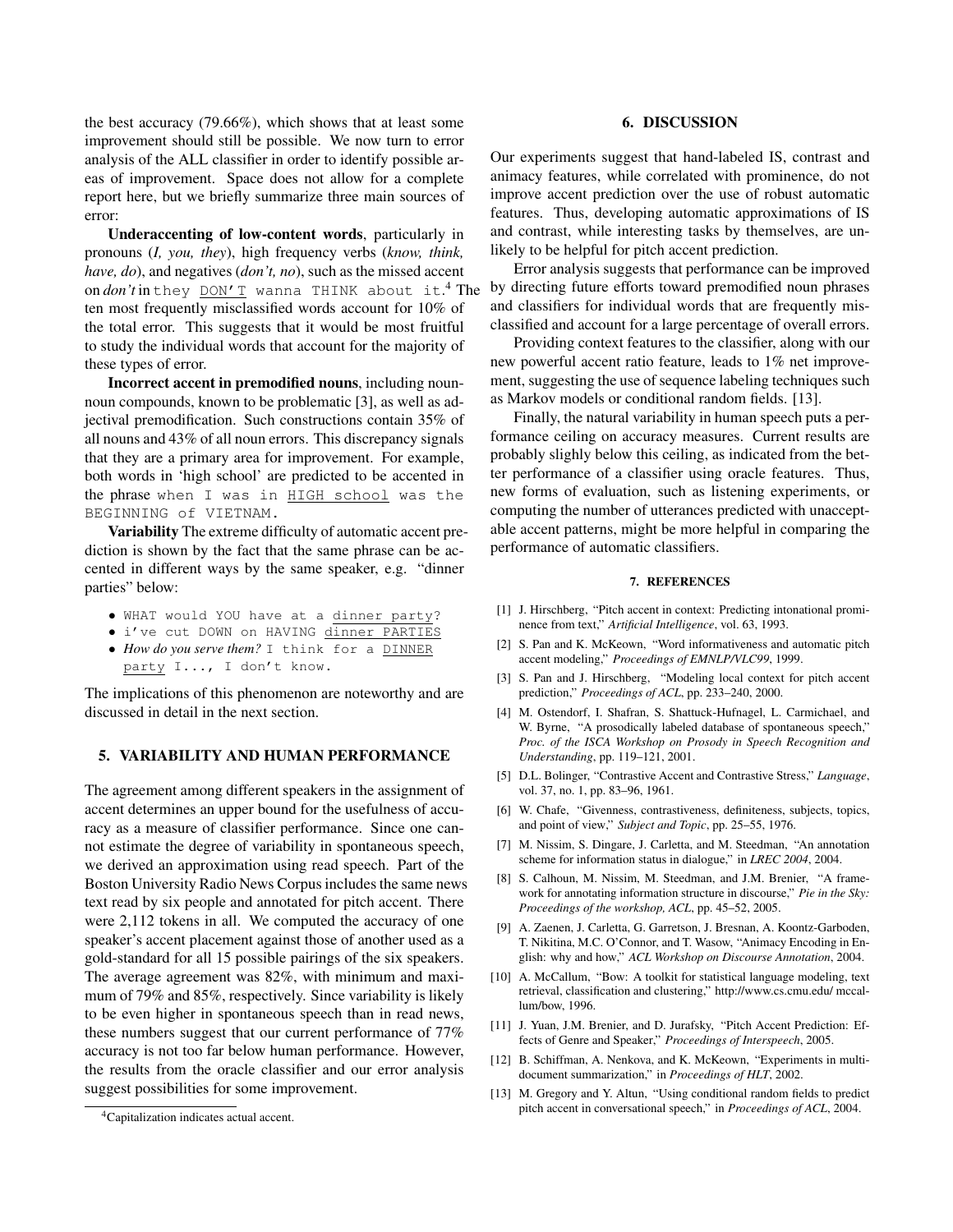the best accuracy (79.66%), which shows that at least some improvement should still be possible. We now turn to error analysis of the ALL classifier in order to identify possible areas of improvement. Space does not allow for a complete report here, but we briefly summarize three main sources of error:

**Underaccenting of low-content words**, particularly in pronouns (*I, you, they*), high frequency verbs (*know, think, have, do*), and negatives (*don't, no*), such as the missed accent on *don't* in `they DON'T wanna THINK about it`.[4] The ten most frequently misclassified words account for 10% of the total error. This suggests that it would be most fruitful to study the individual words that account for the majority of these types of error.

**Incorrect accent in premodified nouns**, including noun-noun compounds, known to be problematic [3], as well as adjectival premodification. Such constructions contain 35% of all nouns and 43% of all noun errors. This discrepancy signals that they are a primary area for improvement. For example, both words in 'high school' are predicted to be accented in the phrase `when I was in HIGH school was the BEGINNING of VIETNAM`.

**Variability** The extreme difficulty of automatic accent prediction is shown by the fact that the same phrase can be accented in different ways by the same speaker, e.g. "dinner parties" below:

- `WHAT would YOU have at a dinner party?`
- `i've cut DOWN on HAVING dinner PARTIES`
- *How do you serve them?* `I think for a DINNER party I..., I don't know.`

The implications of this phenomenon are noteworthy and are discussed in detail in the next section.

## 5. VARIABILITY AND HUMAN PERFORMANCE

The agreement among different speakers in the assignment of accent determines an upper bound for the usefulness of accuracy as a measure of classifier performance. Since one cannot estimate the degree of variability in spontaneous speech, we derived an approximation using read speech. Part of the Boston University Radio News Corpus includes the same news text read by six people and annotated for pitch accent. There were 2,112 tokens in all. We computed the accuracy of one speaker's accent placement against those of another used as a gold-standard for all 15 possible pairings of the six speakers. The average agreement was 82%, with minimum and maximum of 79% and 85%, respectively. Since variability is likely to be even higher in spontaneous speech than in read news, these numbers suggest that our current performance of 77% accuracy is not too far below human performance. However, the results from the oracle classifier and our error analysis suggest possibilities for some improvement.

[4] Capitalization indicates actual accent.

## 6. DISCUSSION

Our experiments suggest that hand-labeled IS, contrast and animacy features, while correlated with prominence, do not improve accent prediction over the use of robust automatic features. Thus, developing automatic approximations of IS and contrast, while interesting tasks by themselves, are unlikely to be helpful for pitch accent prediction.

Error analysis suggests that performance can be improved by directing future efforts toward premodified noun phrases and classifiers for individual words that are frequently misclassified and account for a large percentage of overall errors.

Providing context features to the classifier, along with our new powerful accent ratio feature, leads to 1% net improvement, suggesting the use of sequence labeling techniques such as Markov models or conditional random fields. [13].

Finally, the natural variability in human speech puts a performance ceiling on accuracy measures. Current results are probably slighly below this ceiling, as indicated from the better performance of a classifier using oracle features. Thus, new forms of evaluation, such as listening experiments, or computing the number of utterances predicted with unacceptable accent patterns, might be more helpful in comparing the performance of automatic classifiers.

## 7. REFERENCES

[1] J. Hirschberg, "Pitch accent in context: Predicting intonational prominence from text," *Artificial Intelligence*, vol. 63, 1993.

[2] S. Pan and K. McKeown, "Word informativeness and automatic pitch accent modeling," *Proceedings of EMNLP/VLC99*, 1999.

[3] S. Pan and J. Hirschberg, "Modeling local context for pitch accent prediction," *Proceedings of ACL*, pp. 233–240, 2000.

[4] M. Ostendorf, I. Shafran, S. Shattuck-Hufnagel, L. Carmichael, and W. Byrne, "A prosodically labeled database of spontaneous speech," *Proc. of the ISCA Workshop on Prosody in Speech Recognition and Understanding*, pp. 119–121, 2001.

[5] D.L. Bolinger, "Contrastive Accent and Contrastive Stress," *Language*, vol. 37, no. 1, pp. 83–96, 1961.

[6] W. Chafe, "Givenness, contrastiveness, definiteness, subjects, topics, and point of view," *Subject and Topic*, pp. 25–55, 1976.

[7] M. Nissim, S. Dingare, J. Carletta, and M. Steedman, "An annotation scheme for information status in dialogue," in *LREC 2004*, 2004.

[8] S. Calhoun, M. Nissim, M. Steedman, and J.M. Brenier, "A framework for annotating information structure in discourse," *Pie in the Sky: Proceedings of the workshop, ACL*, pp. 45–52, 2005.

[9] A. Zaenen, J. Carletta, G. Garretson, J. Bresnan, A. Koontz-Garboden, T. Nikitina, M.C. O'Connor, and T. Wasow, "Animacy Encoding in English: why and how," *ACL Workshop on Discourse Annotation*, 2004.

[10] A. McCallum, "Bow: A toolkit for statistical language modeling, text retrieval, classification and clustering," http://www.cs.cmu.edu/ mccallum/bow, 1996.

[11] J. Yuan, J.M. Brenier, and D. Jurafsky, "Pitch Accent Prediction: Effects of Genre and Speaker," *Proceedings of Interspeech*, 2005.

[12] B. Schiffman, A. Nenkova, and K. McKeown, "Experiments in multi-document summarization," in *Proceedings of HLT*, 2002.

[13] M. Gregory and Y. Altun, "Using conditional random fields to predict pitch accent in conversational speech," in *Proceedings of ACL*, 2004.